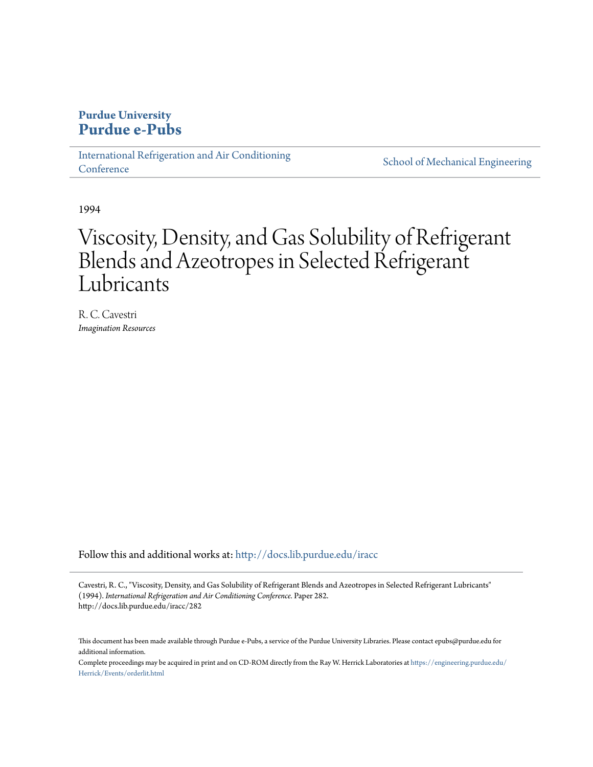**Purdue University**
**Purdue e-Pubs**

International Refrigeration and Air Conditioning Conference | School of Mechanical Engineering

1994

# Viscosity, Density, and Gas Solubility of Refrigerant Blends and Azeotropes in Selected Refrigerant Lubricants

R. C. Cavestri
*Imagination Resources*

Follow this and additional works at: http://docs.lib.purdue.edu/iracc

Cavestri, R. C., "Viscosity, Density, and Gas Solubility of Refrigerant Blends and Azeotropes in Selected Refrigerant Lubricants" (1994). *International Refrigeration and Air Conditioning Conference.* Paper 282.
http://docs.lib.purdue.edu/iracc/282

This document has been made available through Purdue e-Pubs, a service of the Purdue University Libraries. Please contact epubs@purdue.edu for additional information.

Complete proceedings may be acquired in print and on CD-ROM directly from the Ray W. Herrick Laboratories at https://engineering.purdue.edu/Herrick/Events/orderlit.html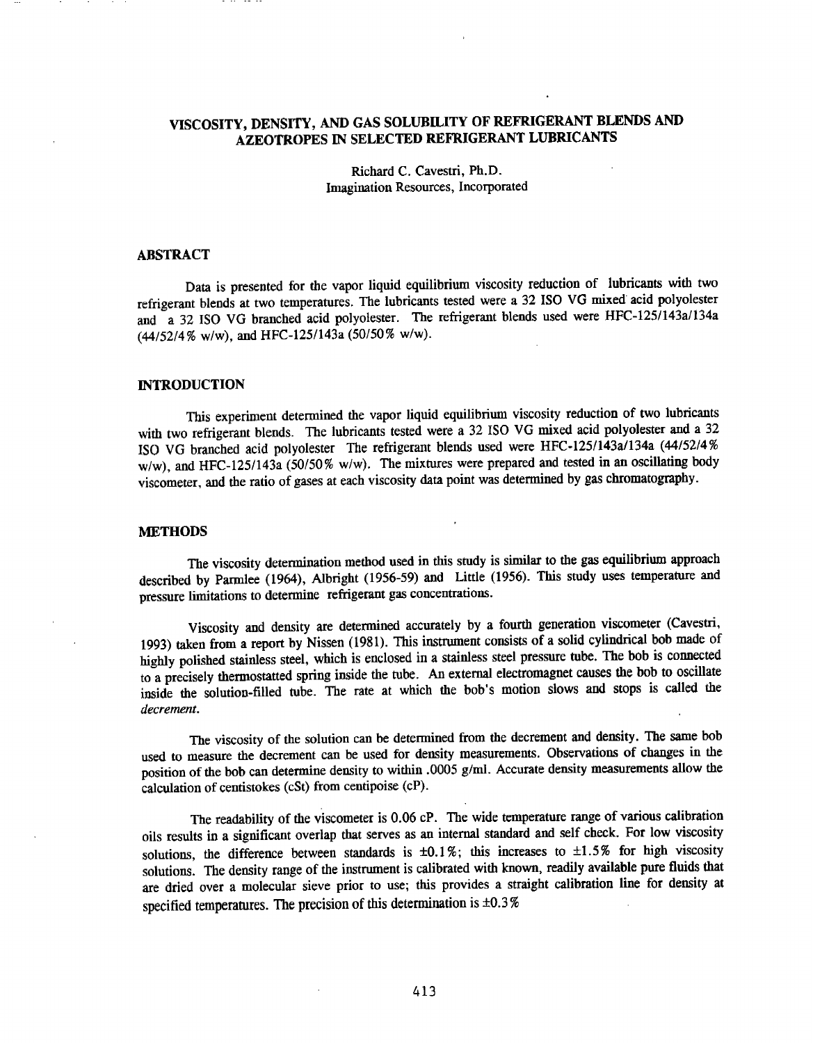# VISCOSITY, DENSITY, AND GAS SOLUBILITY OF REFRIGERANT BLENDS AND AZEOTROPES IN SELECTED REFRIGERANT LUBRICANTS

Richard C. Cavestri, Ph.D.
Imagination Resources, Incorporated

## ABSTRACT

Data is presented for the vapor liquid equilibrium viscosity reduction of lubricants with two refrigerant blends at two temperatures. The lubricants tested were a 32 ISO VG mixed acid polyolester and a 32 ISO VG branched acid polyolester. The refrigerant blends used were HFC-125/143a/134a (44/52/4% w/w), and HFC-125/143a (50/50% w/w).

## INTRODUCTION

This experiment determined the vapor liquid equilibrium viscosity reduction of two lubricants with two refrigerant blends. The lubricants tested were a 32 ISO VG mixed acid polyolester and a 32 ISO VG branched acid polyolester The refrigerant blends used were HFC-125/143a/134a (44/52/4% w/w), and HFC-125/143a (50/50% w/w). The mixtures were prepared and tested in an oscillating body viscometer, and the ratio of gases at each viscosity data point was determined by gas chromatography.

## METHODS

The viscosity determination method used in this study is similar to the gas equilibrium approach described by Parmlee (1964), Albright (1956-59) and Little (1956). This study uses temperature and pressure limitations to determine refrigerant gas concentrations.

Viscosity and density are determined accurately by a fourth generation viscometer (Cavestri, 1993) taken from a report by Nissen (1981). This instrument consists of a solid cylindrical bob made of highly polished stainless steel, which is enclosed in a stainless steel pressure tube. The bob is connected to a precisely thermostatted spring inside the tube. An external electromagnet causes the bob to oscillate inside the solution-filled tube. The rate at which the bob's motion slows and stops is called the *decrement*.

The viscosity of the solution can be determined from the decrement and density. The same bob used to measure the decrement can be used for density measurements. Observations of changes in the position of the bob can determine density to within .0005 g/ml. Accurate density measurements allow the calculation of centistokes (cSt) from centipoise (cP).

The readability of the viscometer is 0.06 cP. The wide temperature range of various calibration oils results in a significant overlap that serves as an internal standard and self check. For low viscosity solutions, the difference between standards is ±0.1%; this increases to ±1.5% for high viscosity solutions. The density range of the instrument is calibrated with known, readily available pure fluids that are dried over a molecular sieve prior to use; this provides a straight calibration line for density at specified temperatures. The precision of this determination is ±0.3%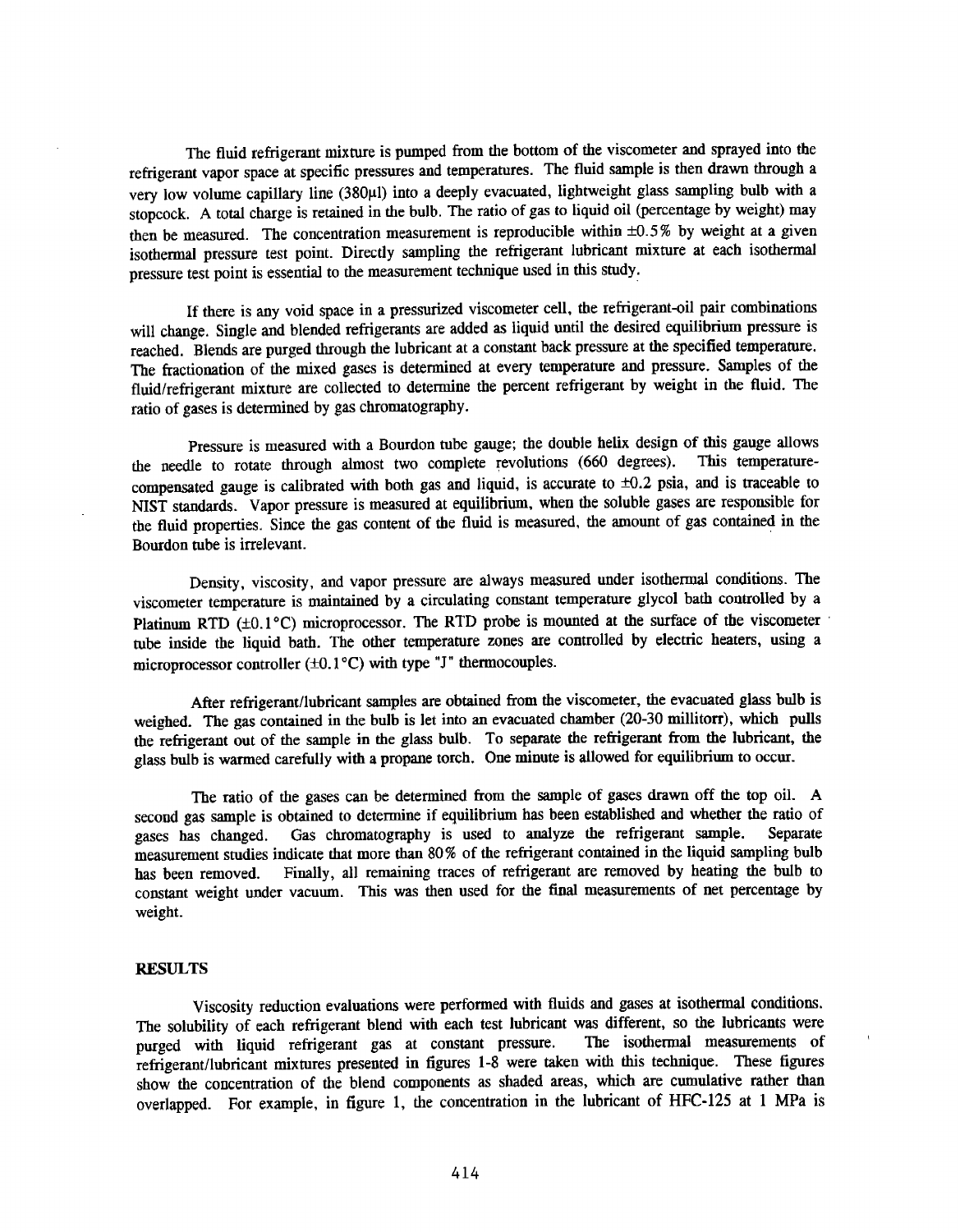The fluid refrigerant mixture is pumped from the bottom of the viscometer and sprayed into the refrigerant vapor space at specific pressures and temperatures. The fluid sample is then drawn through a very low volume capillary line (380µl) into a deeply evacuated, lightweight glass sampling bulb with a stopcock. A total charge is retained in the bulb. The ratio of gas to liquid oil (percentage by weight) may then be measured. The concentration measurement is reproducible within ±0.5% by weight at a given isothermal pressure test point. Directly sampling the refrigerant lubricant mixture at each isothermal pressure test point is essential to the measurement technique used in this study.

If there is any void space in a pressurized viscometer cell, the refrigerant-oil pair combinations will change. Single and blended refrigerants are added as liquid until the desired equilibrium pressure is reached. Blends are purged through the lubricant at a constant back pressure at the specified temperature. The fractionation of the mixed gases is determined at every temperature and pressure. Samples of the fluid/refrigerant mixture are collected to determine the percent refrigerant by weight in the fluid. The ratio of gases is determined by gas chromatography.

Pressure is measured with a Bourdon tube gauge; the double helix design of this gauge allows the needle to rotate through almost two complete revolutions (660 degrees). This temperature-compensated gauge is calibrated with both gas and liquid, is accurate to ±0.2 psia, and is traceable to NIST standards. Vapor pressure is measured at equilibrium, when the soluble gases are responsible for the fluid properties. Since the gas content of the fluid is measured, the amount of gas contained in the Bourdon tube is irrelevant.

Density, viscosity, and vapor pressure are always measured under isothermal conditions. The viscometer temperature is maintained by a circulating constant temperature glycol bath controlled by a Platinum RTD (±0.1°C) microprocessor. The RTD probe is mounted at the surface of the viscometer tube inside the liquid bath. The other temperature zones are controlled by electric heaters, using a microprocessor controller (±0.1°C) with type "J" thermocouples.

After refrigerant/lubricant samples are obtained from the viscometer, the evacuated glass bulb is weighed. The gas contained in the bulb is let into an evacuated chamber (20-30 millitorr), which pulls the refrigerant out of the sample in the glass bulb. To separate the refrigerant from the lubricant, the glass bulb is warmed carefully with a propane torch. One minute is allowed for equilibrium to occur.

The ratio of the gases can be determined from the sample of gases drawn off the top oil. A second gas sample is obtained to determine if equilibrium has been established and whether the ratio of gases has changed. Gas chromatography is used to analyze the refrigerant sample. Separate measurement studies indicate that more than 80% of the refrigerant contained in the liquid sampling bulb has been removed. Finally, all remaining traces of refrigerant are removed by heating the bulb to constant weight under vacuum. This was then used for the final measurements of net percentage by weight.

## RESULTS

Viscosity reduction evaluations were performed with fluids and gases at isothermal conditions. The solubility of each refrigerant blend with each test lubricant was different, so the lubricants were purged with liquid refrigerant gas at constant pressure. The isothermal measurements of refrigerant/lubricant mixtures presented in figures 1-8 were taken with this technique. These figures show the concentration of the blend components as shaded areas, which are cumulative rather than overlapped. For example, in figure 1, the concentration in the lubricant of HFC-125 at 1 MPa is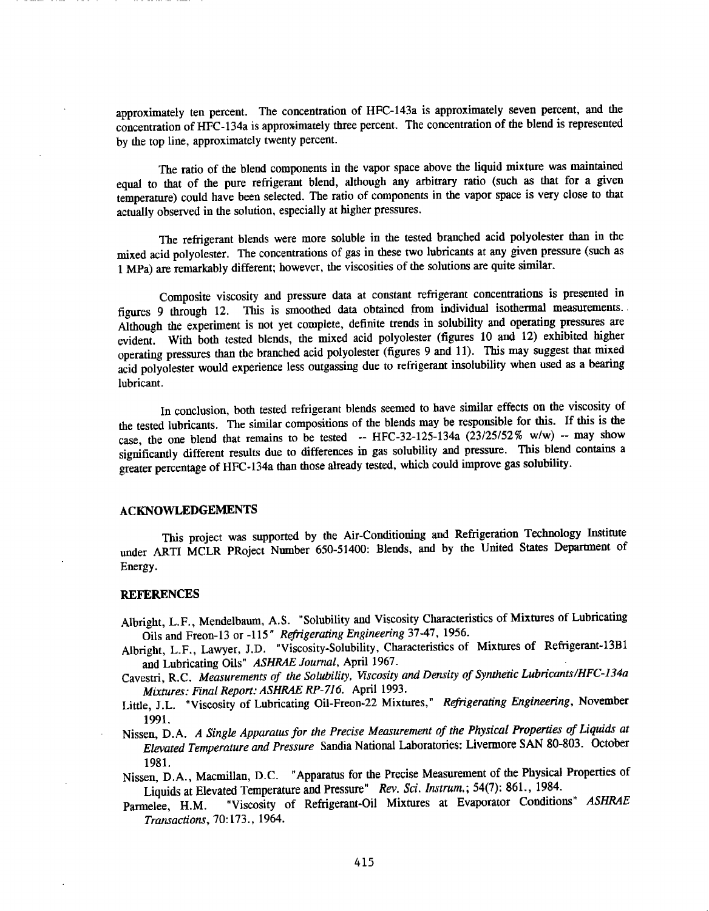approximately ten percent. The concentration of HFC-143a is approximately seven percent, and the concentration of HFC-134a is approximately three percent. The concentration of the blend is represented by the top line, approximately twenty percent.

The ratio of the blend components in the vapor space above the liquid mixture was maintained equal to that of the pure refrigerant blend, although any arbitrary ratio (such as that for a given temperature) could have been selected. The ratio of components in the vapor space is very close to that actually observed in the solution, especially at higher pressures.

The refrigerant blends were more soluble in the tested branched acid polyolester than in the mixed acid polyolester. The concentrations of gas in these two lubricants at any given pressure (such as 1 MPa) are remarkably different; however, the viscosities of the solutions are quite similar.

Composite viscosity and pressure data at constant refrigerant concentrations is presented in figures 9 through 12. This is smoothed data obtained from individual isothermal measurements. Although the experiment is not yet complete, definite trends in solubility and operating pressures are evident. With both tested blends, the mixed acid polyolester (figures 10 and 12) exhibited higher operating pressures than the branched acid polyolester (figures 9 and 11). This may suggest that mixed acid polyolester would experience less outgassing due to refrigerant insolubility when used as a bearing lubricant.

In conclusion, both tested refrigerant blends seemed to have similar effects on the viscosity of the tested lubricants. The similar compositions of the blends may be responsible for this. If this is the case, the one blend that remains to be tested -- HFC-32-125-134a (23/25/52% w/w) -- may show significantly different results due to differences in gas solubility and pressure. This blend contains a greater percentage of HFC-134a than those already tested, which could improve gas solubility.

## ACKNOWLEDGEMENTS

This project was supported by the Air-Conditioning and Refrigeration Technology Institute under ARTI MCLR PRoject Number 650-51400: Blends, and by the United States Department of Energy.

## REFERENCES

Albright, L.F., Mendelbaum, A.S. "Solubility and Viscosity Characteristics of Mixtures of Lubricating Oils and Freon-13 or -115" *Refrigerating Engineering* 37-47, 1956.

Albright, L.F., Lawyer, J.D. "Viscosity-Solubility, Characteristics of Mixtures of Refrigerant-13B1 and Lubricating Oils" *ASHRAE Journal*, April 1967.

Cavestri, R.C. *Measurements of the Solubility, Viscosity and Density of Synthetic Lubricants/HFC-134a Mixtures: Final Report: ASHRAE RP-716.* April 1993.

Little, J.L. "Viscosity of Lubricating Oil-Freon-22 Mixtures," *Refrigerating Engineering*, November 1991.

Nissen, D.A. *A Single Apparatus for the Precise Measurement of the Physical Properties of Liquids at Elevated Temperature and Pressure* Sandia National Laboratories: Livermore SAN 80-803. October 1981.

Nissen, D.A., Macmillan, D.C. "Apparatus for the Precise Measurement of the Physical Properties of Liquids at Elevated Temperature and Pressure" *Rev. Sci. Instrum.*; 54(7): 861., 1984.

Parmelee, H.M. "Viscosity of Refrigerant-Oil Mixtures at Evaporator Conditions" *ASHRAE Transactions*, 70:173., 1964.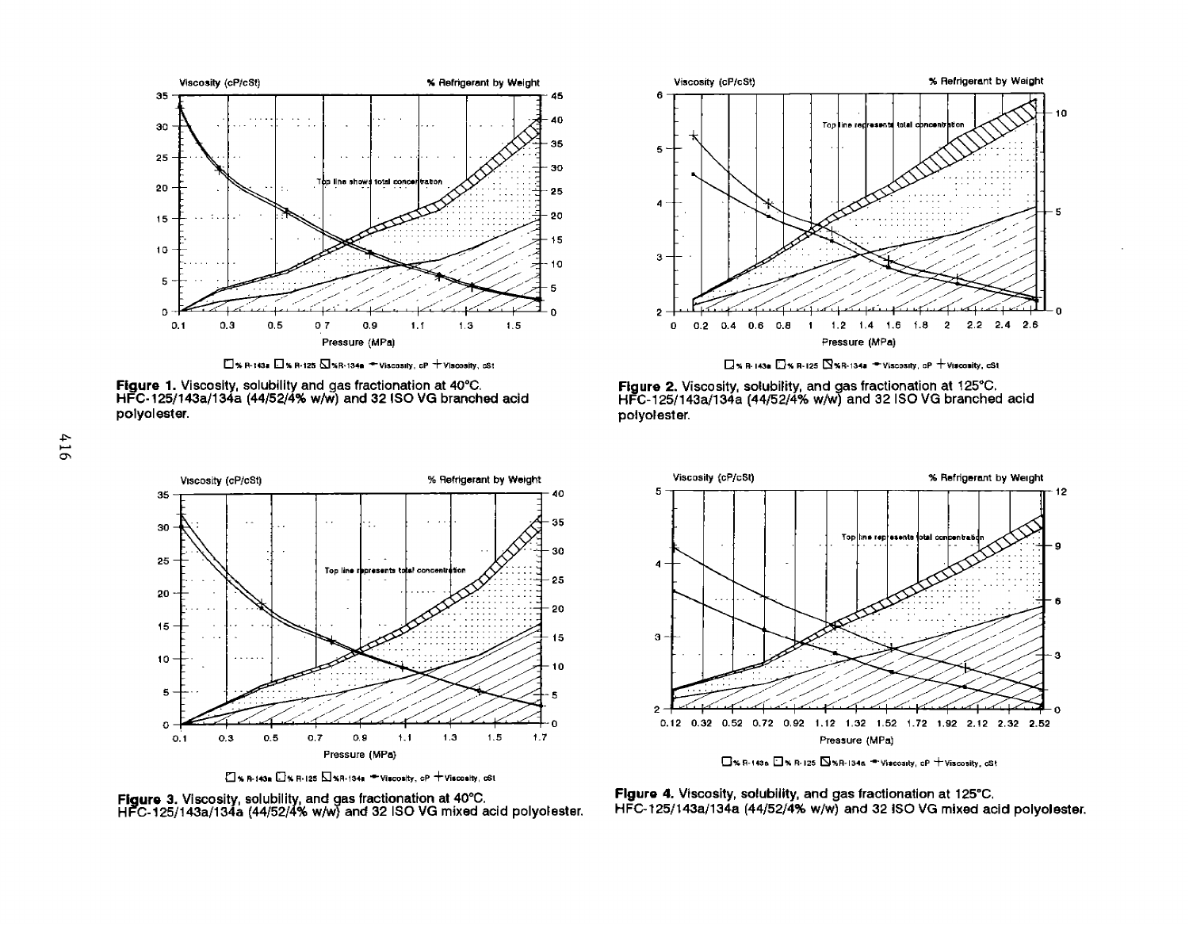**Figure 1.** Viscosity, solubility and gas fractionation at 40°C. HFC-125/143a/134a (44/52/4% w/w) and 32 ISO VG branched acid polyolester.

**Figure 2.** Viscosity, solubility, and gas fractionation at 125°C. HFC-125/143a/134a (44/52/4% w/w) and 32 ISO VG branched acid polyolester.

**Figure 3.** Viscosity, solubility, and gas fractionation at 40°C. HFC-125/143a/134a (44/52/4% w/w) and 32 ISO VG mixed acid polyolester.

**Figure 4.** Viscosity, solubility, and gas fractionation at 125°C. HFC-125/143a/134a (44/52/4% w/w) and 32 ISO VG mixed acid polyolester.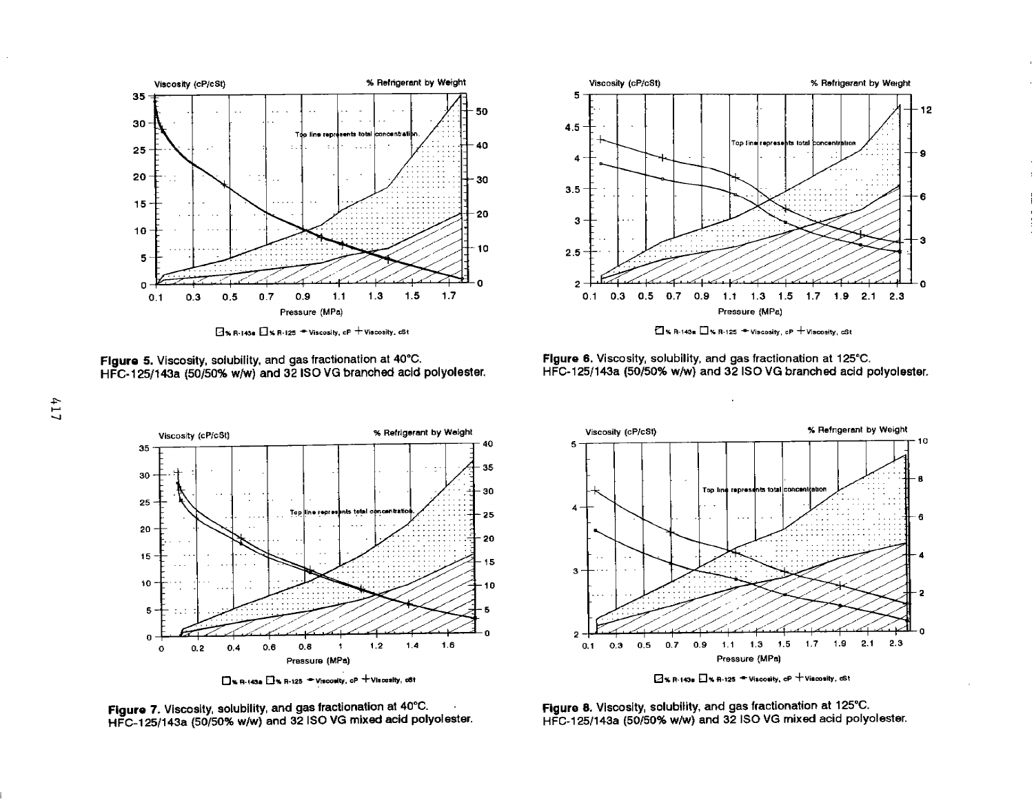Viscosity (cP/cSt)

% Refrigerant by Weight

Top line represents total concentration.

Pressure (MPa)

% R-143a % R-125 Viscosity, cP Viscosity, cSt

**Figure 5.** Viscosity, solubility, and gas fractionation at 40°C. HFC-125/143a (50/50% w/w) and 32 ISO VG branched acid polyolester.

Viscosity (cP/cSt)

% Refrigerant by Weight

Top line represents total concentration

Pressure (MPa)

% R-143a % R-125 Viscosity, cP Viscosity, cSt

**Figure 6.** Viscosity, solubility, and gas fractionation at 125°C. HFC-125/143a (50/50% w/w) and 32 ISO VG branched acid polyolester.

Viscosity (cP/cSt)

% Refrigerant by Weight

Top line represents total concentration.

Pressure (MPa)

% R-143a % R-125 Viscosity, cP Viscosity, cSt

**Figure 7.** Viscosity, solubility, and gas fractionation at 40°C. HFC-125/143a (50/50% w/w) and 32 ISO VG mixed acid polyolester.

Viscosity (cP/cSt)

% Refrigerant by Weight

Top line represents total concentration

Pressure (MPa)

% R-143a % R-125 Viscosity, cP Viscosity, cSt

**Figure 8.** Viscosity, solubility, and gas fractionation at 125°C. HFC-125/143a (50/50% w/w) and 32 ISO VG mixed acid polyolester.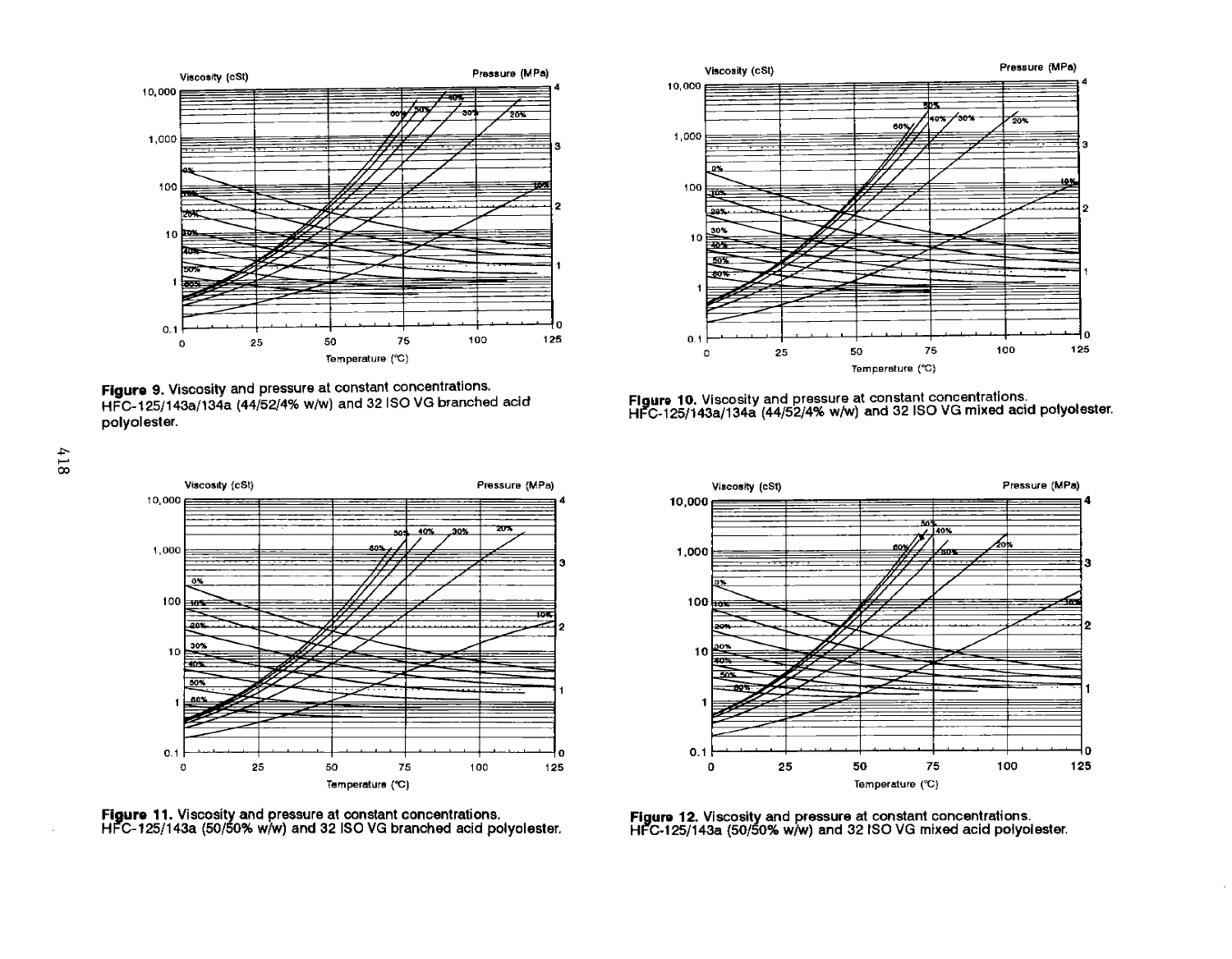Viscosity (cSt)

Pressure (MPa)

10,000
1,000
100
10
1
0.1

4
3
2
1
0

0 25 50 75 100 125

Temperature (°C)

60% 50% 40% 30% 20% 10%

0% 10% 20% 30% 40% 50% 60%

**Figure 9.** Viscosity and pressure at constant concentrations. HFC-125/143a/134a (44/52/4% w/w) and 32 ISO VG branched acid polyolester.

Viscosity (cSt)

Pressure (MPa)

10,000
1,000
100
10
1
0.1

4
3
2
1
0

0 25 50 75 100 125

Temperature (°C)

60% 50% 40% 30% 20% 10%

0% 10% 20% 30% 40% 50% 60%

**Figure 10.** Viscosity and pressure at constant concentrations. HFC-125/143a/134a (44/52/4% w/w) and 32 ISO VG mixed acid polyolester.

Viscosity (cSt)

Pressure (MPa)

10,000
1,000
100
10
1
0.1

4
3
2
1
0

0 25 50 75 100 125

Temperature (°C)

60% 50% 40% 30% 20% 10%

0% 10% 20% 30% 40% 50% 60%

**Figure 11.** Viscosity and pressure at constant concentrations. HFC-125/143a (50/50% w/w) and 32 ISO VG branched acid polyolester.

Viscosity (cSt)

Pressure (MPa)

10,000
1,000
100
10
1
0.1

4
3
2
1
0

0 25 50 75 100 125

Temperature (°C)

60% 50% 40% 30% 20% 10%

0% 10% 20% 30% 40% 50% 60%

**Figure 12.** Viscosity and pressure at constant concentrations. HFC-125/143a (50/50% w/w) and 32 ISO VG mixed acid polyolester.